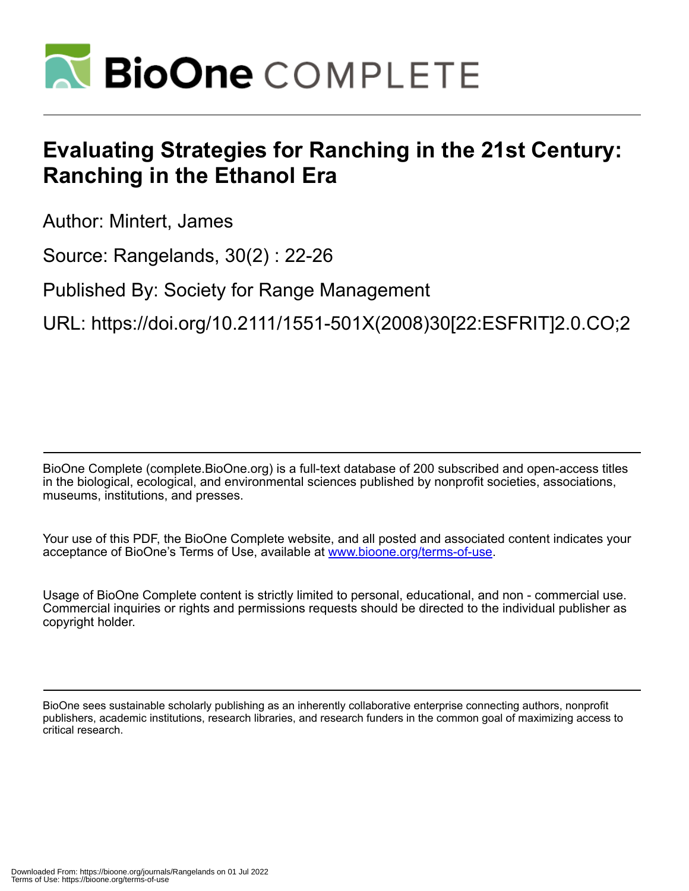# Evaluating Strategies for Ranching in the 21st Century: Ranching in the Ethanol Era

Author: Mintert, James

Source: Rangelands, 30(2) : 22-26

Published By: Society for Range Management

URL: https://doi.org/10.2111/1551-501X(2008)30[22:ESFRIT]2.0.CO;2

BioOne Complete (complete.BioOne.org) is a full-text database of 200 subscribed and open-access titles in the biological, ecological, and environmental sciences published by nonprofit societies, associations, museums, institutions, and presses.

Your use of this PDF, the BioOne Complete website, and all posted and associated content indicates your acceptance of BioOne's Terms of Use, available at www.bioone.org/terms-of-use.

Usage of BioOne Complete content is strictly limited to personal, educational, and non - commercial use. Commercial inquiries or rights and permissions requests should be directed to the individual publisher as copyright holder.

BioOne sees sustainable scholarly publishing as an inherently collaborative enterprise connecting authors, nonprofit publishers, academic institutions, research libraries, and research funders in the common goal of maximizing access to critical research.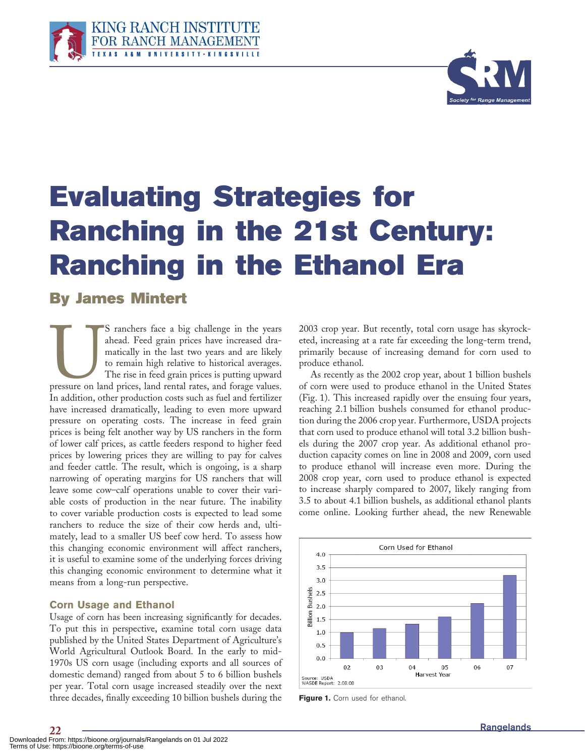# Evaluating Strategies for Ranching in the 21st Century: Ranching in the Ethanol Era

## By James Mintert

US ranchers face a big challenge in the years ahead. Feed grain prices have increased dramatically in the last two years and are likely to remain high relative to historical averages. The rise in feed grain prices is putting upward pressure on land prices, land rental rates, and forage values. In addition, other production costs such as fuel and fertilizer have increased dramatically, leading to even more upward pressure on operating costs. The increase in feed grain prices is being felt another way by US ranchers in the form of lower calf prices, as cattle feeders respond to higher feed prices by lowering prices they are willing to pay for calves and feeder cattle. The result, which is ongoing, is a sharp narrowing of operating margins for US ranchers that will leave some cow–calf operations unable to cover their variable costs of production in the near future. The inability to cover variable production costs is expected to lead some ranchers to reduce the size of their cow herds and, ultimately, lead to a smaller US beef cow herd. To assess how this changing economic environment will affect ranchers, it is useful to examine some of the underlying forces driving this changing economic environment to determine what it means from a long-run perspective.

### Corn Usage and Ethanol

Usage of corn has been increasing significantly for decades. To put this in perspective, examine total corn usage data published by the United States Department of Agriculture's World Agricultural Outlook Board. In the early to mid-1970s US corn usage (including exports and all sources of domestic demand) ranged from about 5 to 6 billion bushels per year. Total corn usage increased steadily over the next three decades, finally exceeding 10 billion bushels during the 2003 crop year. But recently, total corn usage has skyrocketed, increasing at a rate far exceeding the long-term trend, primarily because of increasing demand for corn used to produce ethanol.

As recently as the 2002 crop year, about 1 billion bushels of corn were used to produce ethanol in the United States (Fig. 1). This increased rapidly over the ensuing four years, reaching 2.1 billion bushels consumed for ethanol production during the 2006 crop year. Furthermore, USDA projects that corn used to produce ethanol will total 3.2 billion bushels during the 2007 crop year. As additional ethanol production capacity comes on line in 2008 and 2009, corn used to produce ethanol will increase even more. During the 2008 crop year, corn used to produce ethanol is expected to increase sharply compared to 2007, likely ranging from 3.5 to about 4.1 billion bushels, as additional ethanol plants come online. Looking further ahead, the new Renewable

**Figure 1.** Corn used for ethanol.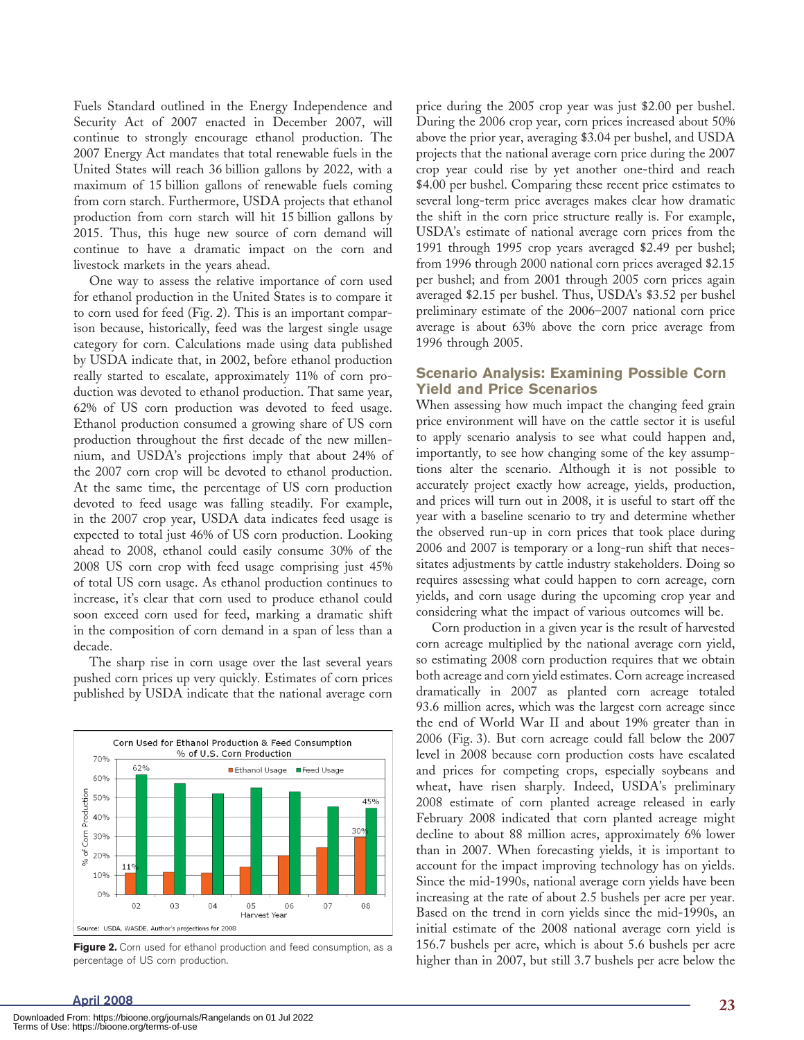Fuels Standard outlined in the Energy Independence and Security Act of 2007 enacted in December 2007, will continue to strongly encourage ethanol production. The 2007 Energy Act mandates that total renewable fuels in the United States will reach 36 billion gallons by 2022, with a maximum of 15 billion gallons of renewable fuels coming from corn starch. Furthermore, USDA projects that ethanol production from corn starch will hit 15 billion gallons by 2015. Thus, this huge new source of corn demand will continue to have a dramatic impact on the corn and livestock markets in the years ahead.

One way to assess the relative importance of corn used for ethanol production in the United States is to compare it to corn used for feed (Fig. 2). This is an important comparison because, historically, feed was the largest single usage category for corn. Calculations made using data published by USDA indicate that, in 2002, before ethanol production really started to escalate, approximately 11% of corn production was devoted to ethanol production. That same year, 62% of US corn production was devoted to feed usage. Ethanol production consumed a growing share of US corn production throughout the first decade of the new millennium, and USDA's projections imply that about 24% of the 2007 corn crop will be devoted to ethanol production. At the same time, the percentage of US corn production devoted to feed usage was falling steadily. For example, in the 2007 crop year, USDA data indicates feed usage is expected to total just 46% of US corn production. Looking ahead to 2008, ethanol could easily consume 30% of the 2008 US corn crop with feed usage comprising just 45% of total US corn usage. As ethanol production continues to increase, it's clear that corn used to produce ethanol could soon exceed corn used for feed, marking a dramatic shift in the composition of corn demand in a span of less than a decade.

The sharp rise in corn usage over the last several years pushed corn prices up very quickly. Estimates of corn prices published by USDA indicate that the national average corn price during the 2005 crop year was just $2.00 per bushel. During the 2006 crop year, corn prices increased about 50% above the prior year, averaging $3.04 per bushel, and USDA projects that the national average corn price during the 2007 crop year could rise by yet another one-third and reach $4.00 per bushel. Comparing these recent price estimates to several long-term price averages makes clear how dramatic the shift in the corn price structure really is. For example, USDA's estimate of national average corn prices from the 1991 through 1995 crop years averaged $2.49 per bushel; from 1996 through 2000 national corn prices averaged $2.15 per bushel; and from 2001 through 2005 corn prices again averaged $2.15 per bushel. Thus, USDA's $3.52 per bushel preliminary estimate of the 2006–2007 national corn price average is about 63% above the corn price average from 1996 through 2005.

**Figure 2.** Corn used for ethanol production and feed consumption, as a percentage of US corn production.

## Scenario Analysis: Examining Possible Corn Yield and Price Scenarios

When assessing how much impact the changing feed grain price environment will have on the cattle sector it is useful to apply scenario analysis to see what could happen and, importantly, to see how changing some of the key assumptions alter the scenario. Although it is not possible to accurately project exactly how acreage, yields, production, and prices will turn out in 2008, it is useful to start off the year with a baseline scenario to try and determine whether the observed run-up in corn prices that took place during 2006 and 2007 is temporary or a long-run shift that necessitates adjustments by cattle industry stakeholders. Doing so requires assessing what could happen to corn acreage, corn yields, and corn usage during the upcoming crop year and considering what the impact of various outcomes will be.

Corn production in a given year is the result of harvested corn acreage multiplied by the national average corn yield, so estimating 2008 corn production requires that we obtain both acreage and corn yield estimates. Corn acreage increased dramatically in 2007 as planted corn acreage totaled 93.6 million acres, which was the largest corn acreage since the end of World War II and about 19% greater than in 2006 (Fig. 3). But corn acreage could fall below the 2007 level in 2008 because corn production costs have escalated and prices for competing crops, especially soybeans and wheat, have risen sharply. Indeed, USDA's preliminary 2008 estimate of corn planted acreage released in early February 2008 indicated that corn planted acreage might decline to about 88 million acres, approximately 6% lower than in 2007. When forecasting yields, it is important to account for the impact improving technology has on yields. Since the mid-1990s, national average corn yields have been increasing at the rate of about 2.5 bushels per acre per year. Based on the trend in corn yields since the mid-1990s, an initial estimate of the 2008 national average corn yield is 156.7 bushels per acre, which is about 5.6 bushels per acre higher than in 2007, but still 3.7 bushels per acre below the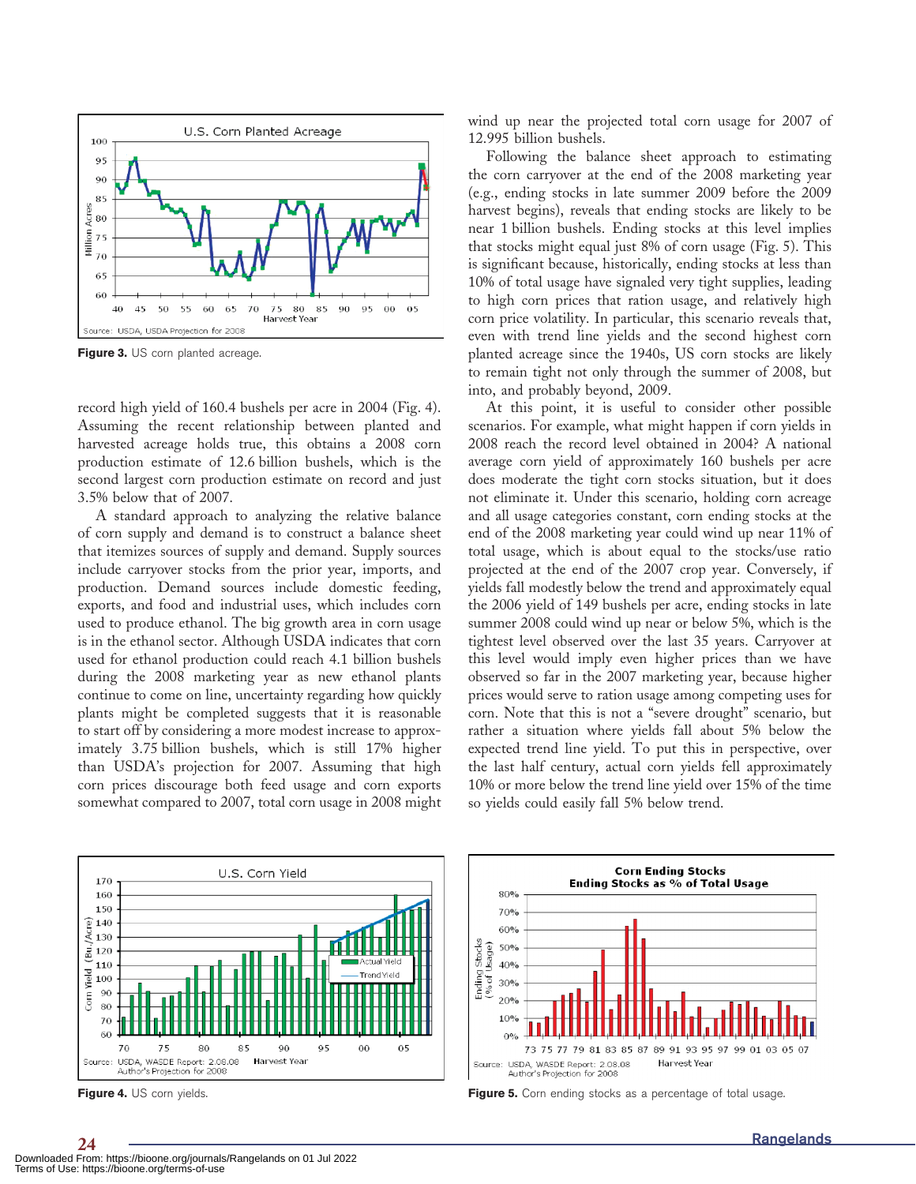Figure 3. US corn planted acreage.

record high yield of 160.4 bushels per acre in 2004 (Fig. 4). Assuming the recent relationship between planted and harvested acreage holds true, this obtains a 2008 corn production estimate of 12.6 billion bushels, which is the second largest corn production estimate on record and just 3.5% below that of 2007.

A standard approach to analyzing the relative balance of corn supply and demand is to construct a balance sheet that itemizes sources of supply and demand. Supply sources include carryover stocks from the prior year, imports, and production. Demand sources include domestic feeding, exports, and food and industrial uses, which includes corn used to produce ethanol. The big growth area in corn usage is in the ethanol sector. Although USDA indicates that corn used for ethanol production could reach 4.1 billion bushels during the 2008 marketing year as new ethanol plants continue to come on line, uncertainty regarding how quickly plants might be completed suggests that it is reasonable to start off by considering a more modest increase to approximately 3.75 billion bushels, which is still 17% higher than USDA's projection for 2007. Assuming that high corn prices discourage both feed usage and corn exports somewhat compared to 2007, total corn usage in 2008 might wind up near the projected total corn usage for 2007 of 12.995 billion bushels.

Following the balance sheet approach to estimating the corn carryover at the end of the 2008 marketing year (e.g., ending stocks in late summer 2009 before the 2009 harvest begins), reveals that ending stocks are likely to be near 1 billion bushels. Ending stocks at this level implies that stocks might equal just 8% of corn usage (Fig. 5). This is significant because, historically, ending stocks at less than 10% of total usage have signaled very tight supplies, leading to high corn prices that ration usage, and relatively high corn price volatility. In particular, this scenario reveals that, even with trend line yields and the second highest corn planted acreage since the 1940s, US corn stocks are likely to remain tight not only through the summer of 2008, but into, and probably beyond, 2009.

At this point, it is useful to consider other possible scenarios. For example, what might happen if corn yields in 2008 reach the record level obtained in 2004? A national average corn yield of approximately 160 bushels per acre does moderate the tight corn stocks situation, but it does not eliminate it. Under this scenario, holding corn acreage and all usage categories constant, corn ending stocks at the end of the 2008 marketing year could wind up near 11% of total usage, which is about equal to the stocks/use ratio projected at the end of the 2007 crop year. Conversely, if yields fall modestly below the trend and approximately equal the 2006 yield of 149 bushels per acre, ending stocks in late summer 2008 could wind up near or below 5%, which is the tightest level observed over the last 35 years. Carryover at this level would imply even higher prices than we have observed so far in the 2007 marketing year, because higher prices would serve to ration usage among competing uses for corn. Note that this is not a "severe drought" scenario, but rather a situation where yields fall about 5% below the expected trend line yield. To put this in perspective, over the last half century, actual corn yields fell approximately 10% or more below the trend line yield over 15% of the time so yields could easily fall 5% below trend.

Figure 4. US corn yields.

Figure 5. Corn ending stocks as a percentage of total usage.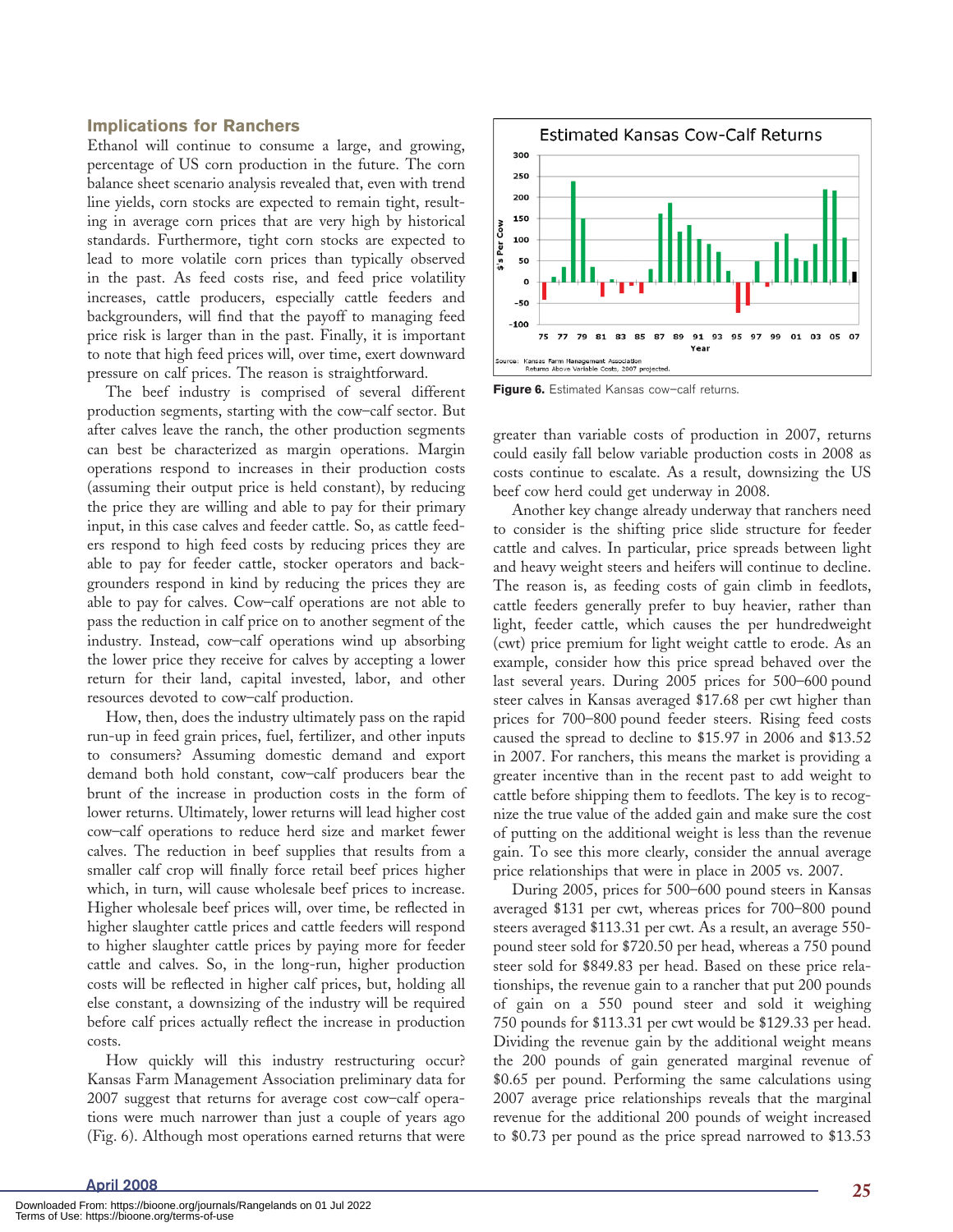## Implications for Ranchers

Ethanol will continue to consume a large, and growing, percentage of US corn production in the future. The corn balance sheet scenario analysis revealed that, even with trend line yields, corn stocks are expected to remain tight, resulting in average corn prices that are very high by historical standards. Furthermore, tight corn stocks are expected to lead to more volatile corn prices than typically observed in the past. As feed costs rise, and feed price volatility increases, cattle producers, especially cattle feeders and backgrounders, will find that the payoff to managing feed price risk is larger than in the past. Finally, it is important to note that high feed prices will, over time, exert downward pressure on calf prices. The reason is straightforward.

The beef industry is comprised of several different production segments, starting with the cow–calf sector. But after calves leave the ranch, the other production segments can best be characterized as margin operations. Margin operations respond to increases in their production costs (assuming their output price is held constant), by reducing the price they are willing and able to pay for their primary input, in this case calves and feeder cattle. So, as cattle feeders respond to high feed costs by reducing prices they are able to pay for feeder cattle, stocker operators and backgrounders respond in kind by reducing the prices they are able to pay for calves. Cow–calf operations are not able to pass the reduction in calf price on to another segment of the industry. Instead, cow–calf operations wind up absorbing the lower price they receive for calves by accepting a lower return for their land, capital invested, labor, and other resources devoted to cow–calf production.

How, then, does the industry ultimately pass on the rapid run-up in feed grain prices, fuel, fertilizer, and other inputs to consumers? Assuming domestic demand and export demand both hold constant, cow–calf producers bear the brunt of the increase in production costs in the form of lower returns. Ultimately, lower returns will lead higher cost cow–calf operations to reduce herd size and market fewer calves. The reduction in beef supplies that results from a smaller calf crop will finally force retail beef prices higher which, in turn, will cause wholesale beef prices to increase. Higher wholesale beef prices will, over time, be reflected in higher slaughter cattle prices and cattle feeders will respond to higher slaughter cattle prices by paying more for feeder cattle and calves. So, in the long-run, higher production costs will be reflected in higher calf prices, but, holding all else constant, a downsizing of the industry will be required before calf prices actually reflect the increase in production costs.

How quickly will this industry restructuring occur? Kansas Farm Management Association preliminary data for 2007 suggest that returns for average cost cow–calf operations were much narrower than just a couple of years ago (Fig. 6). Although most operations earned returns that were greater than variable costs of production in 2007, returns could easily fall below variable production costs in 2008 as costs continue to escalate. As a result, downsizing the US beef cow herd could get underway in 2008.

**Figure 6.** Estimated Kansas cow–calf returns.

Another key change already underway that ranchers need to consider is the shifting price slide structure for feeder cattle and calves. In particular, price spreads between light and heavy weight steers and heifers will continue to decline. The reason is, as feeding costs of gain climb in feedlots, cattle feeders generally prefer to buy heavier, rather than light, feeder cattle, which causes the per hundredweight (cwt) price premium for light weight cattle to erode. As an example, consider how this price spread behaved over the last several years. During 2005 prices for 500–600 pound steer calves in Kansas averaged $17.68 per cwt higher than prices for 700–800 pound feeder steers. Rising feed costs caused the spread to decline to $15.97 in 2006 and $13.52 in 2007. For ranchers, this means the market is providing a greater incentive than in the recent past to add weight to cattle before shipping them to feedlots. The key is to recognize the true value of the added gain and make sure the cost of putting on the additional weight is less than the revenue gain. To see this more clearly, consider the annual average price relationships that were in place in 2005 vs. 2007.

During 2005, prices for 500–600 pound steers in Kansas averaged $131 per cwt, whereas prices for 700–800 pound steers averaged $113.31 per cwt. As a result, an average 550-pound steer sold for $720.50 per head, whereas a 750 pound steer sold for $849.83 per head. Based on these price relationships, the revenue gain to a rancher that put 200 pounds of gain on a 550 pound steer and sold it weighing 750 pounds for $113.31 per cwt would be $129.33 per head. Dividing the revenue gain by the additional weight means the 200 pounds of gain generated marginal revenue of $0.65 per pound. Performing the same calculations using 2007 average price relationships reveals that the marginal revenue for the additional 200 pounds of weight increased to $0.73 per pound as the price spread narrowed to $13.53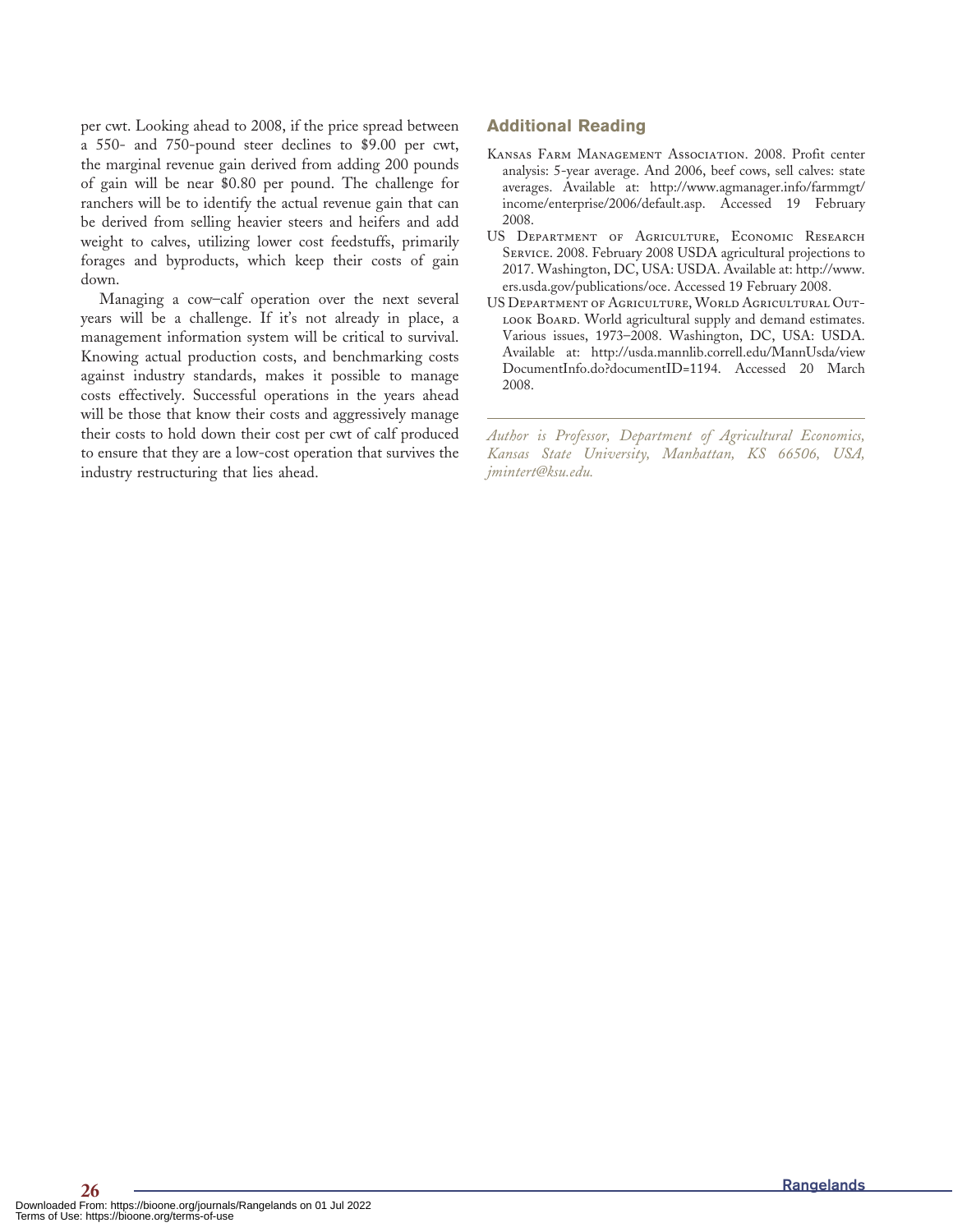per cwt. Looking ahead to 2008, if the price spread between a 550- and 750-pound steer declines to $9.00 per cwt, the marginal revenue gain derived from adding 200 pounds of gain will be near $0.80 per pound. The challenge for ranchers will be to identify the actual revenue gain that can be derived from selling heavier steers and heifers and add weight to calves, utilizing lower cost feedstuffs, primarily forages and byproducts, which keep their costs of gain down.

Managing a cow–calf operation over the next several years will be a challenge. If it's not already in place, a management information system will be critical to survival. Knowing actual production costs, and benchmarking costs against industry standards, makes it possible to manage costs effectively. Successful operations in the years ahead will be those that know their costs and aggressively manage their costs to hold down their cost per cwt of calf produced to ensure that they are a low-cost operation that survives the industry restructuring that lies ahead.

## Additional Reading

Kansas Farm Management Association. 2008. Profit center analysis: 5-year average. And 2006, beef cows, sell calves: state averages. Available at: http://www.agmanager.info/farmmgt/income/enterprise/2006/default.asp. Accessed 19 February 2008.

US Department of Agriculture, Economic Research Service. 2008. February 2008 USDA agricultural projections to 2017. Washington, DC, USA: USDA. Available at: http://www.ers.usda.gov/publications/oce. Accessed 19 February 2008.

US Department of Agriculture, World Agricultural Outlook Board. World agricultural supply and demand estimates. Various issues, 1973–2008. Washington, DC, USA: USDA. Available at: http://usda.mannlib.correll.edu/MannUsda/viewDocumentInfo.do?documentID=1194. Accessed 20 March 2008.

---

*Author is Professor, Department of Agricultural Economics, Kansas State University, Manhattan, KS 66506, USA, jmintert@ksu.edu.*